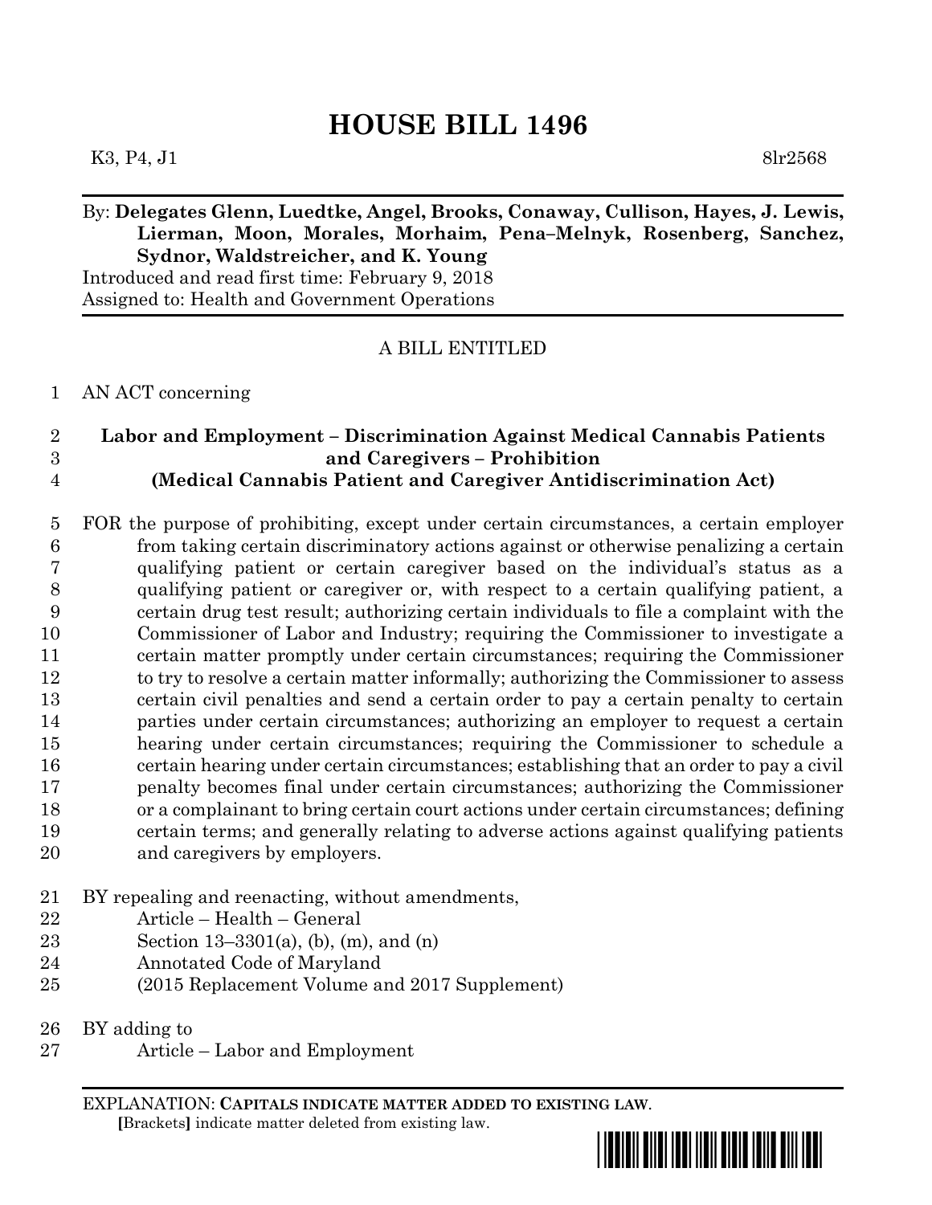# HOUSE BILL 1496

K3, P4, J1 8lr2568

By: **Delegates Glenn, Luedtke, Angel, Brooks, Conaway, Cullison, Hayes, J. Lewis, Lierman, Moon, Morales, Morhaim, Pena–Melnyk, Rosenberg, Sanchez, Sydnor, Waldstreicher, and K. Young**

Introduced and read first time: February 9, 2018

Assigned to: Health and Government Operations

A BILL ENTITLED

1 AN ACT concerning

2 **Labor and Employment – Discrimination Against Medical Cannabis Patients**
3 **and Caregivers – Prohibition**
4 **(Medical Cannabis Patient and Caregiver Antidiscrimination Act)**

5 FOR the purpose of prohibiting, except under certain circumstances, a certain employer
6 from taking certain discriminatory actions against or otherwise penalizing a certain
7 qualifying patient or certain caregiver based on the individual's status as a
8 qualifying patient or caregiver or, with respect to a certain qualifying patient, a
9 certain drug test result; authorizing certain individuals to file a complaint with the
10 Commissioner of Labor and Industry; requiring the Commissioner to investigate a
11 certain matter promptly under certain circumstances; requiring the Commissioner
12 to try to resolve a certain matter informally; authorizing the Commissioner to assess
13 certain civil penalties and send a certain order to pay a certain penalty to certain
14 parties under certain circumstances; authorizing an employer to request a certain
15 hearing under certain circumstances; requiring the Commissioner to schedule a
16 certain hearing under certain circumstances; establishing that an order to pay a civil
17 penalty becomes final under certain circumstances; authorizing the Commissioner
18 or a complainant to bring certain court actions under certain circumstances; defining
19 certain terms; and generally relating to adverse actions against qualifying patients
20 and caregivers by employers.

21 BY repealing and reenacting, without amendments,
22 Article – Health – General
23 Section 13–3301(a), (b), (m), and (n)
24 Annotated Code of Maryland
25 (2015 Replacement Volume and 2017 Supplement)

26 BY adding to
27 Article – Labor and Employment

EXPLANATION: **CAPITALS INDICATE MATTER ADDED TO EXISTING LAW.**
**[**Brackets**]** indicate matter deleted from existing law.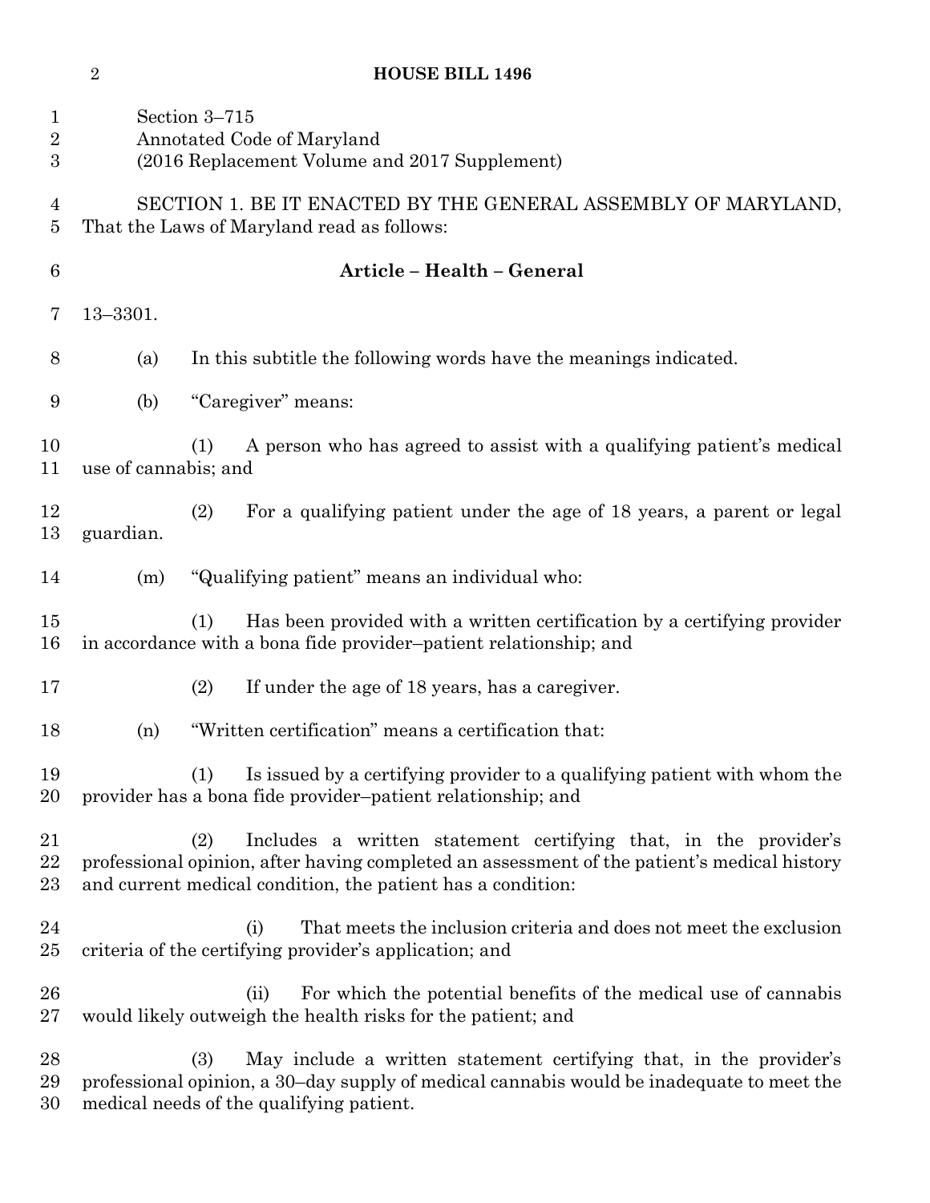Section 3–715
Annotated Code of Maryland
(2016 Replacement Volume and 2017 Supplement)

SECTION 1. BE IT ENACTED BY THE GENERAL ASSEMBLY OF MARYLAND, That the Laws of Maryland read as follows:

**Article – Health – General**

13–3301.

(a) In this subtitle the following words have the meanings indicated.

(b) "Caregiver" means:

(1) A person who has agreed to assist with a qualifying patient's medical use of cannabis; and

(2) For a qualifying patient under the age of 18 years, a parent or legal guardian.

(m) "Qualifying patient" means an individual who:

(1) Has been provided with a written certification by a certifying provider in accordance with a bona fide provider–patient relationship; and

(2) If under the age of 18 years, has a caregiver.

(n) "Written certification" means a certification that:

(1) Is issued by a certifying provider to a qualifying patient with whom the provider has a bona fide provider–patient relationship; and

(2) Includes a written statement certifying that, in the provider's professional opinion, after having completed an assessment of the patient's medical history and current medical condition, the patient has a condition:

(i) That meets the inclusion criteria and does not meet the exclusion criteria of the certifying provider's application; and

(ii) For which the potential benefits of the medical use of cannabis would likely outweigh the health risks for the patient; and

(3) May include a written statement certifying that, in the provider's professional opinion, a 30–day supply of medical cannabis would be inadequate to meet the medical needs of the qualifying patient.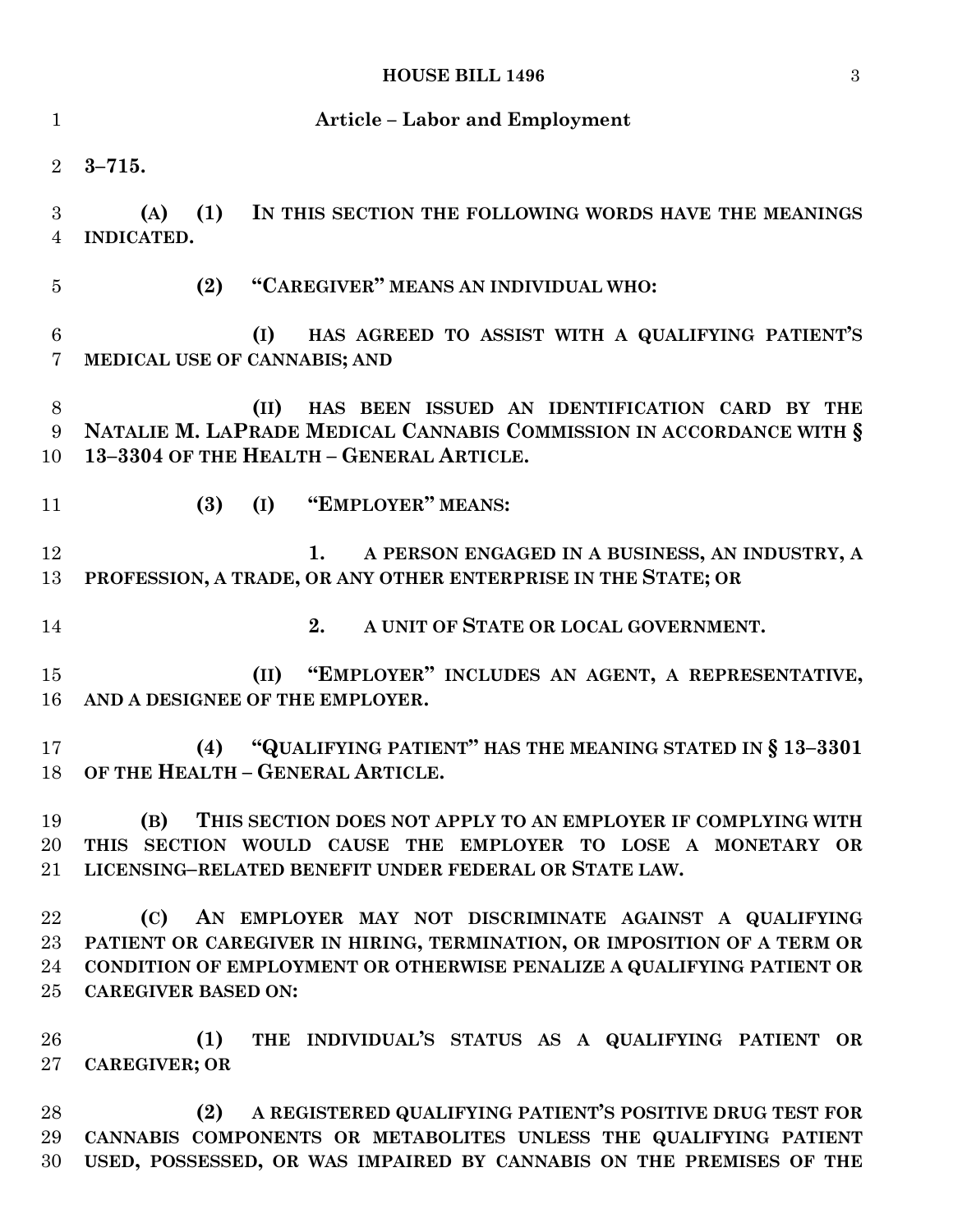## Article – Labor and Employment

**3–715.**

**(A) (1) IN THIS SECTION THE FOLLOWING WORDS HAVE THE MEANINGS INDICATED.**

**(2) "CAREGIVER" MEANS AN INDIVIDUAL WHO:**

**(I) HAS AGREED TO ASSIST WITH A QUALIFYING PATIENT'S MEDICAL USE OF CANNABIS; AND**

**(II) HAS BEEN ISSUED AN IDENTIFICATION CARD BY THE NATALIE M. LAPRADE MEDICAL CANNABIS COMMISSION IN ACCORDANCE WITH § 13–3304 OF THE HEALTH – GENERAL ARTICLE.**

**(3) (I) "EMPLOYER" MEANS:**

**1. A PERSON ENGAGED IN A BUSINESS, AN INDUSTRY, A PROFESSION, A TRADE, OR ANY OTHER ENTERPRISE IN THE STATE; OR**

**2. A UNIT OF STATE OR LOCAL GOVERNMENT.**

**(II) "EMPLOYER" INCLUDES AN AGENT, A REPRESENTATIVE, AND A DESIGNEE OF THE EMPLOYER.**

**(4) "QUALIFYING PATIENT" HAS THE MEANING STATED IN § 13–3301 OF THE HEALTH – GENERAL ARTICLE.**

**(B) THIS SECTION DOES NOT APPLY TO AN EMPLOYER IF COMPLYING WITH THIS SECTION WOULD CAUSE THE EMPLOYER TO LOSE A MONETARY OR LICENSING–RELATED BENEFIT UNDER FEDERAL OR STATE LAW.**

**(C) AN EMPLOYER MAY NOT DISCRIMINATE AGAINST A QUALIFYING PATIENT OR CAREGIVER IN HIRING, TERMINATION, OR IMPOSITION OF A TERM OR CONDITION OF EMPLOYMENT OR OTHERWISE PENALIZE A QUALIFYING PATIENT OR CAREGIVER BASED ON:**

**(1) THE INDIVIDUAL'S STATUS AS A QUALIFYING PATIENT OR CAREGIVER; OR**

**(2) A REGISTERED QUALIFYING PATIENT'S POSITIVE DRUG TEST FOR CANNABIS COMPONENTS OR METABOLITES UNLESS THE QUALIFYING PATIENT USED, POSSESSED, OR WAS IMPAIRED BY CANNABIS ON THE PREMISES OF THE**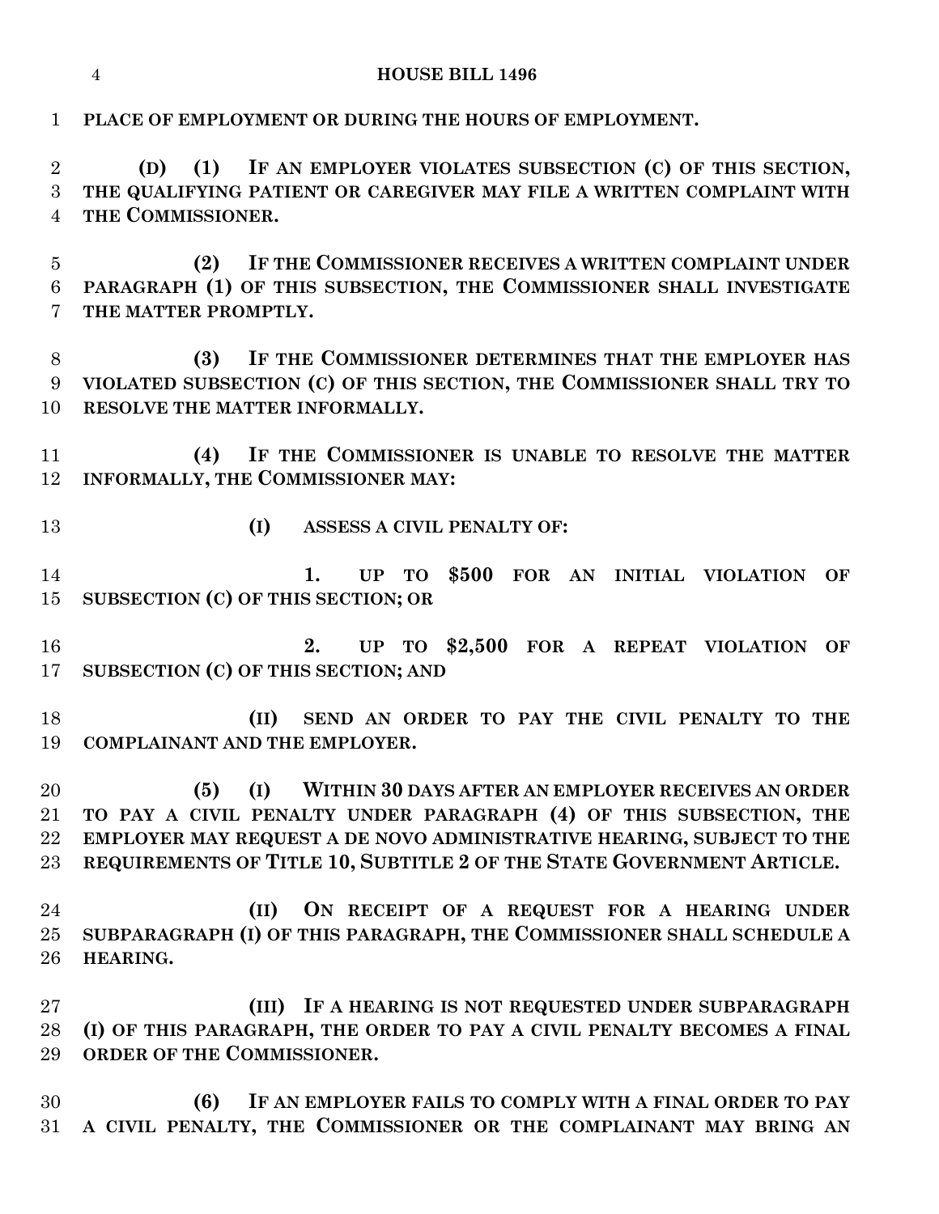**PLACE OF EMPLOYMENT OR DURING THE HOURS OF EMPLOYMENT.**

**(D) (1) IF AN EMPLOYER VIOLATES SUBSECTION (C) OF THIS SECTION, THE QUALIFYING PATIENT OR CAREGIVER MAY FILE A WRITTEN COMPLAINT WITH THE COMMISSIONER.**

**(2) IF THE COMMISSIONER RECEIVES A WRITTEN COMPLAINT UNDER PARAGRAPH (1) OF THIS SUBSECTION, THE COMMISSIONER SHALL INVESTIGATE THE MATTER PROMPTLY.**

**(3) IF THE COMMISSIONER DETERMINES THAT THE EMPLOYER HAS VIOLATED SUBSECTION (C) OF THIS SECTION, THE COMMISSIONER SHALL TRY TO RESOLVE THE MATTER INFORMALLY.**

**(4) IF THE COMMISSIONER IS UNABLE TO RESOLVE THE MATTER INFORMALLY, THE COMMISSIONER MAY:**

**(I) ASSESS A CIVIL PENALTY OF:**

**1. UP TO $500 FOR AN INITIAL VIOLATION OF SUBSECTION (C) OF THIS SECTION; OR**

**2. UP TO $2,500 FOR A REPEAT VIOLATION OF SUBSECTION (C) OF THIS SECTION; AND**

**(II) SEND AN ORDER TO PAY THE CIVIL PENALTY TO THE COMPLAINANT AND THE EMPLOYER.**

**(5) (I) WITHIN 30 DAYS AFTER AN EMPLOYER RECEIVES AN ORDER TO PAY A CIVIL PENALTY UNDER PARAGRAPH (4) OF THIS SUBSECTION, THE EMPLOYER MAY REQUEST A DE NOVO ADMINISTRATIVE HEARING, SUBJECT TO THE REQUIREMENTS OF TITLE 10, SUBTITLE 2 OF THE STATE GOVERNMENT ARTICLE.**

**(II) ON RECEIPT OF A REQUEST FOR A HEARING UNDER SUBPARAGRAPH (I) OF THIS PARAGRAPH, THE COMMISSIONER SHALL SCHEDULE A HEARING.**

**(III) IF A HEARING IS NOT REQUESTED UNDER SUBPARAGRAPH (I) OF THIS PARAGRAPH, THE ORDER TO PAY A CIVIL PENALTY BECOMES A FINAL ORDER OF THE COMMISSIONER.**

**(6) IF AN EMPLOYER FAILS TO COMPLY WITH A FINAL ORDER TO PAY A CIVIL PENALTY, THE COMMISSIONER OR THE COMPLAINANT MAY BRING AN**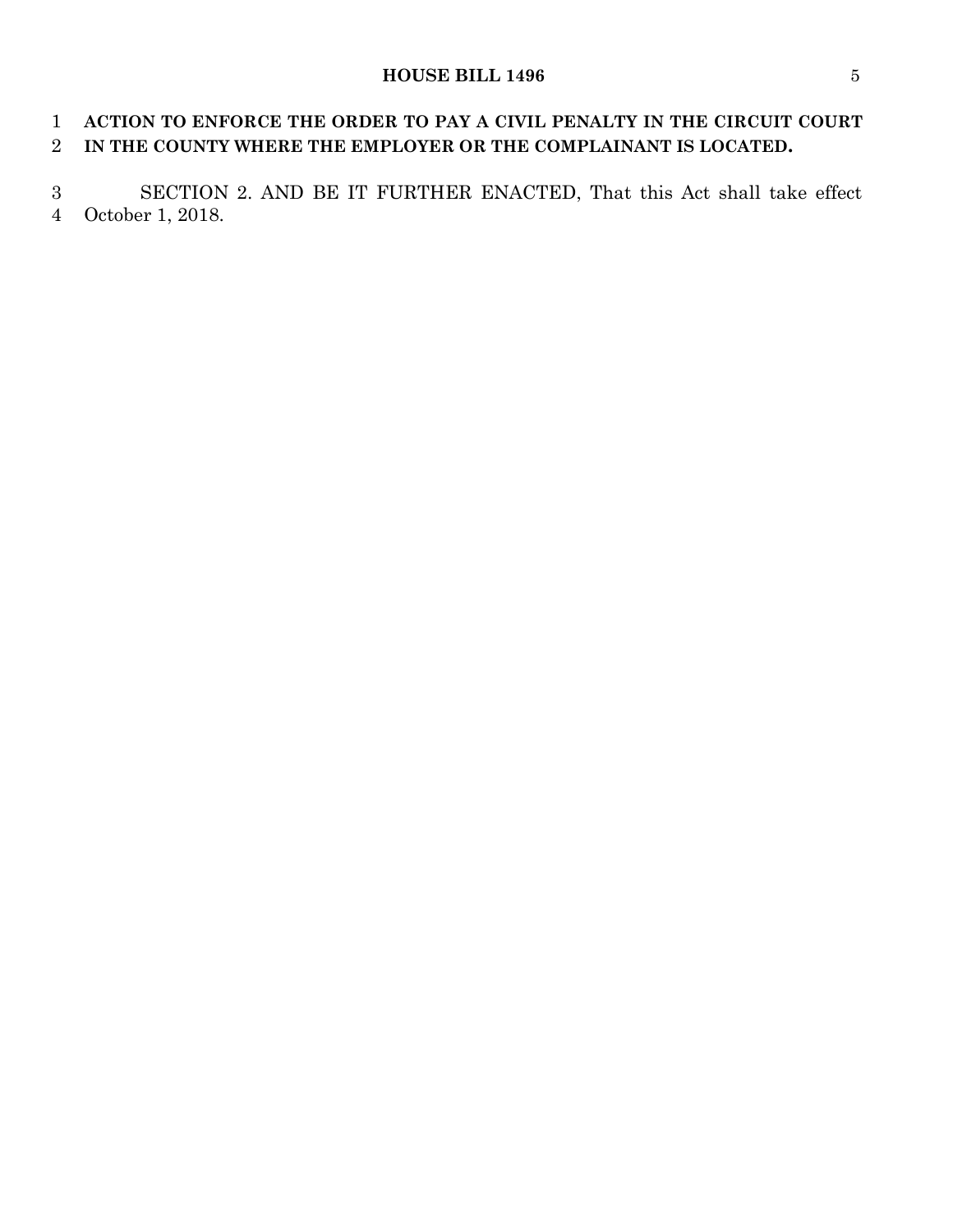**ACTION TO ENFORCE THE ORDER TO PAY A CIVIL PENALTY IN THE CIRCUIT COURT IN THE COUNTY WHERE THE EMPLOYER OR THE COMPLAINANT IS LOCATED.**

SECTION 2. AND BE IT FURTHER ENACTED, That this Act shall take effect October 1, 2018.